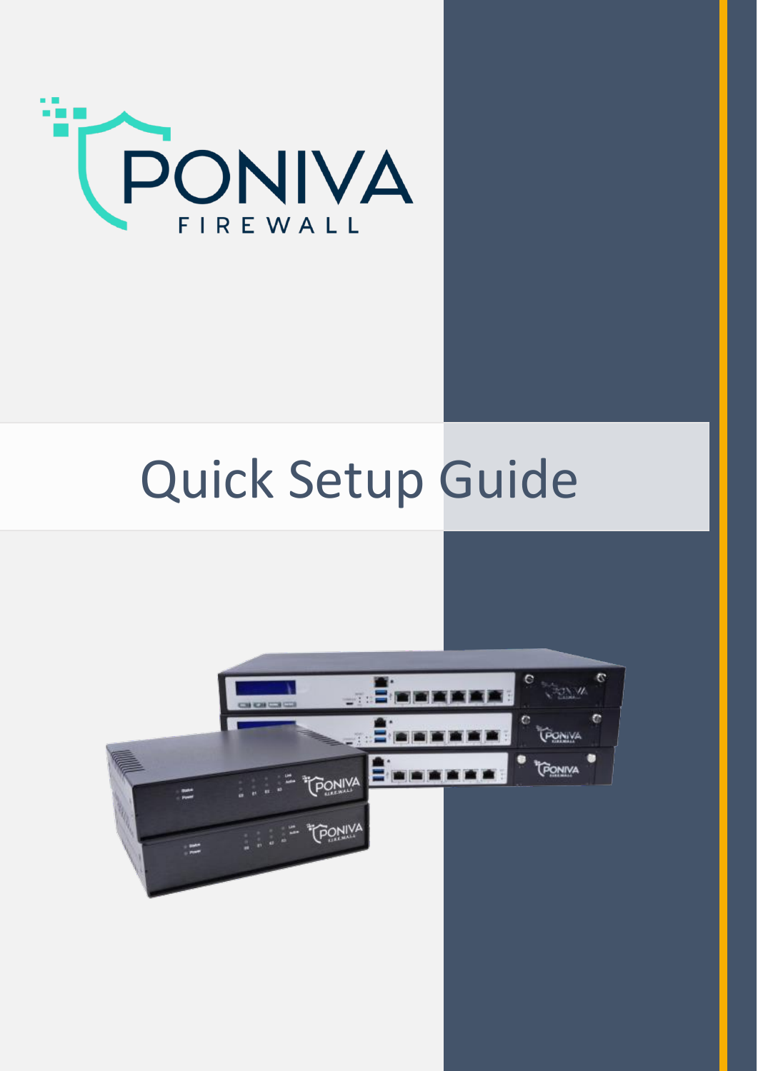PONIVA

FIREWALL

# Quick Setup Guide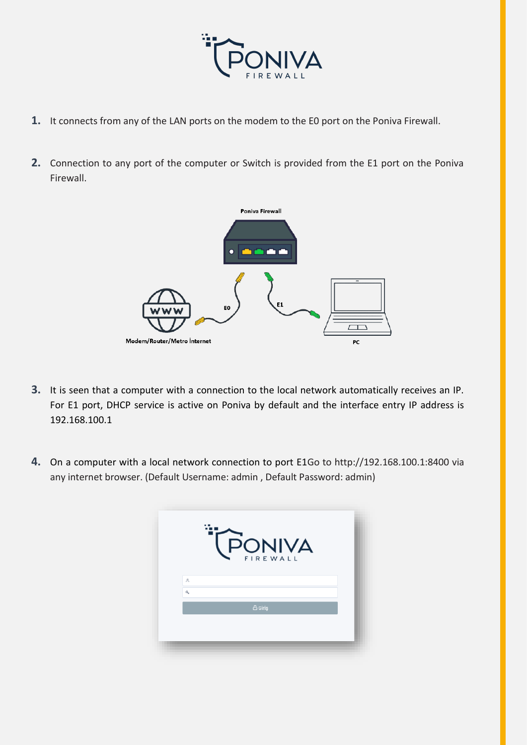1. It connects from any of the LAN ports on the modem to the E0 port on the Poniva Firewall.

2. Connection to any port of the computer or Switch is provided from the E1 port on the Poniva Firewall.

3. It is seen that a computer with a connection to the local network automatically receives an IP. For E1 port, DHCP service is active on Poniva by default and the interface entry IP address is 192.168.100.1

4. On a computer with a local network connection to port E1Go to http://192.168.100.1:8400 via any internet browser. (Default Username: admin , Default Password: admin)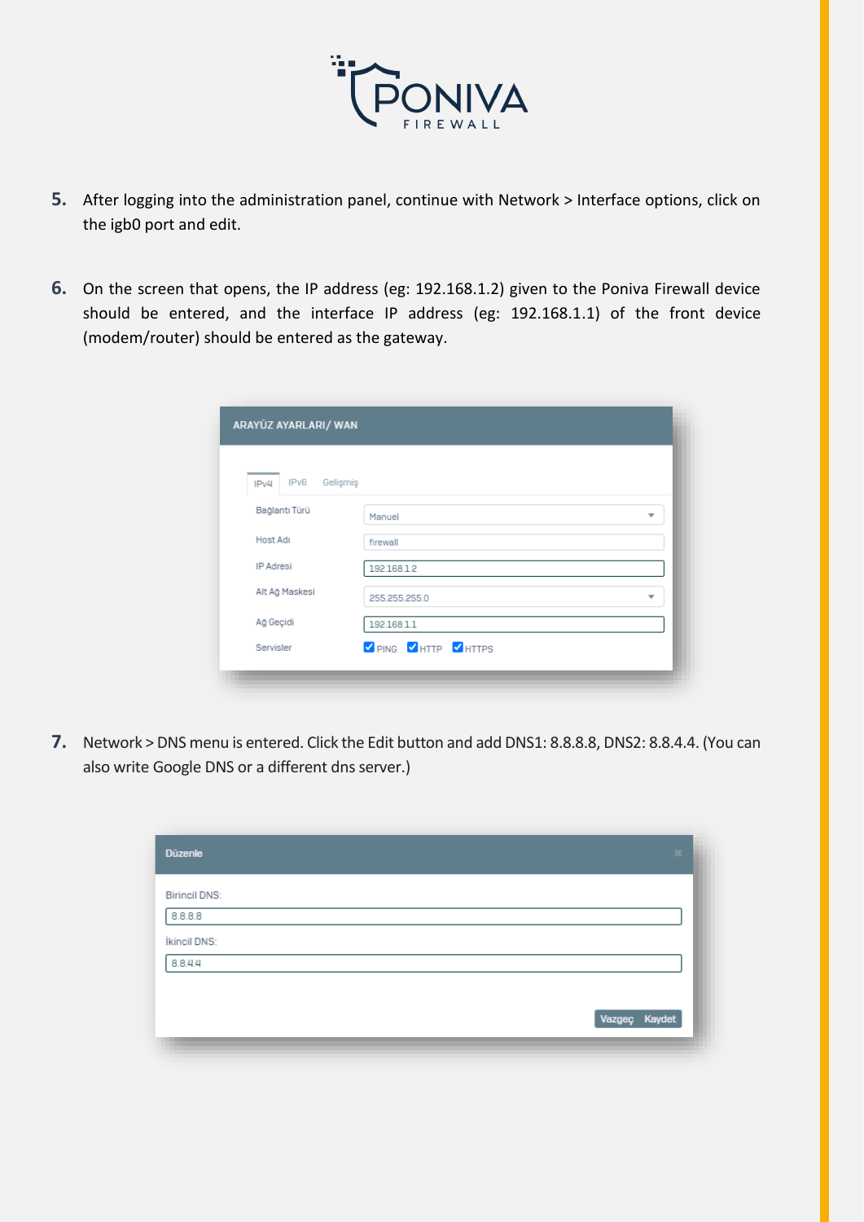5. After logging into the administration panel, continue with Network > Interface options, click on the igb0 port and edit.

6. On the screen that opens, the IP address (eg: 192.168.1.2) given to the Poniva Firewall device should be entered, and the interface IP address (eg: 192.168.1.1) of the front device (modem/router) should be entered as the gateway.

7. Network > DNS menu is entered. Click the Edit button and add DNS1: 8.8.8.8, DNS2: 8.8.4.4. (You can also write Google DNS or a different dns server.)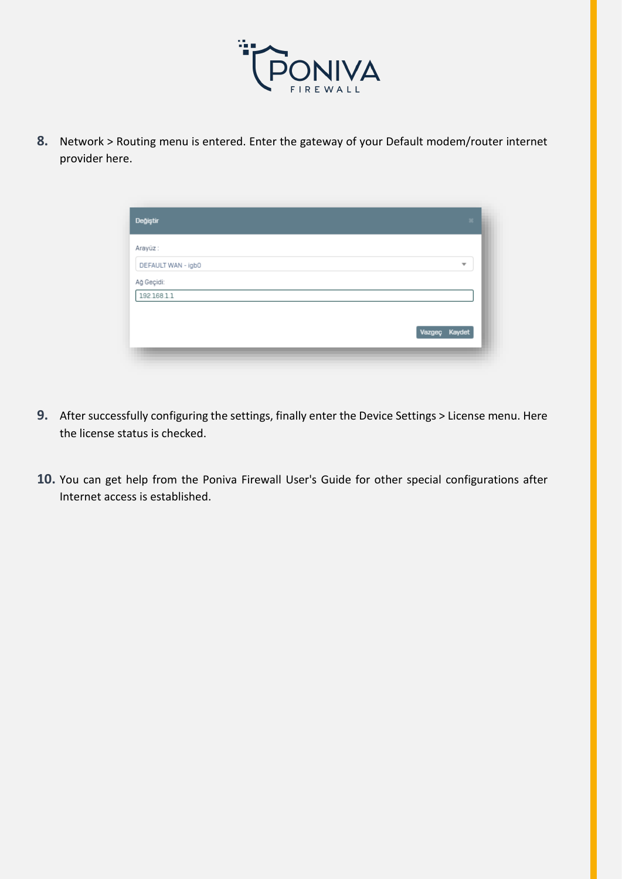8. Network > Routing menu is entered. Enter the gateway of your Default modem/router internet provider here.

9. After successfully configuring the settings, finally enter the Device Settings > License menu. Here the license status is checked.

10. You can get help from the Poniva Firewall User's Guide for other special configurations after Internet access is established.